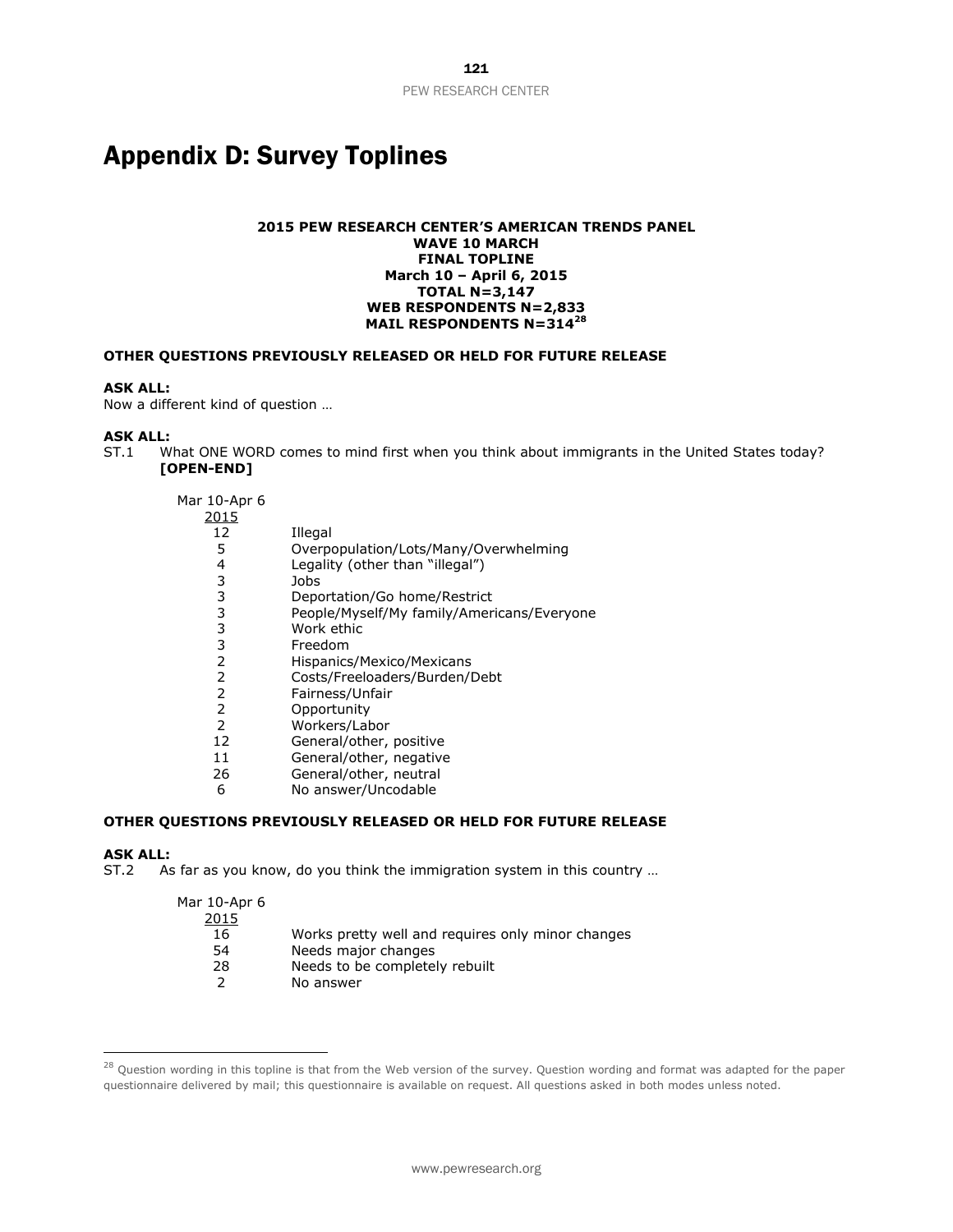# Appendix D: Survey Toplines

**2015 PEW RESEARCH CENTER'S AMERICAN TRENDS PANEL**
**WAVE 10 MARCH**
**FINAL TOPLINE**
**March 10 – April 6, 2015**
**TOTAL N=3,147**
**WEB RESPONDENTS N=2,833**
**MAIL RESPONDENTS N=314[28]**

**OTHER QUESTIONS PREVIOUSLY RELEASED OR HELD FOR FUTURE RELEASE**

**ASK ALL:**
Now a different kind of question …

**ASK ALL:**
ST.1 What ONE WORD comes to mind first when you think about immigrants in the United States today? **[OPEN-END]**

| Mar 10-Apr 6 2015 | |
|---|---|
| 12 | Illegal |
| 5 | Overpopulation/Lots/Many/Overwhelming |
| 4 | Legality (other than "illegal") |
| 3 | Jobs |
| 3 | Deportation/Go home/Restrict |
| 3 | People/Myself/My family/Americans/Everyone |
| 3 | Work ethic |
| 3 | Freedom |
| 2 | Hispanics/Mexico/Mexicans |
| 2 | Costs/Freeloaders/Burden/Debt |
| 2 | Fairness/Unfair |
| 2 | Opportunity |
| 2 | Workers/Labor |
| 12 | General/other, positive |
| 11 | General/other, negative |
| 26 | General/other, neutral |
| 6 | No answer/Uncodable |

**OTHER QUESTIONS PREVIOUSLY RELEASED OR HELD FOR FUTURE RELEASE**

**ASK ALL:**
ST.2 As far as you know, do you think the immigration system in this country …

| Mar 10-Apr 6 2015 | |
|---|---|
| 16 | Works pretty well and requires only minor changes |
| 54 | Needs major changes |
| 28 | Needs to be completely rebuilt |
| 2 | No answer |

[28] Question wording in this topline is that from the Web version of the survey. Question wording and format was adapted for the paper questionnaire delivered by mail; this questionnaire is available on request. All questions asked in both modes unless noted.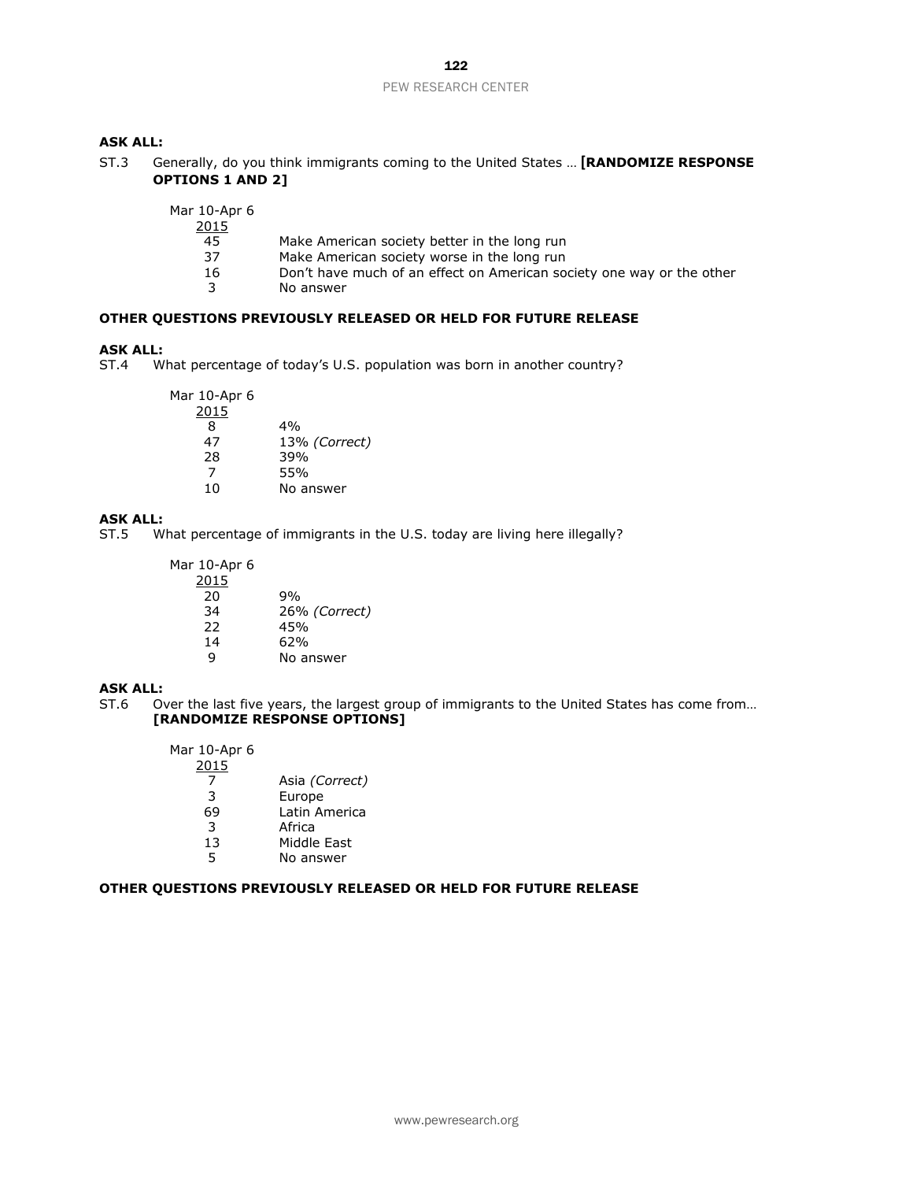**ASK ALL:**

ST.3 Generally, do you think immigrants coming to the United States … **[RANDOMIZE RESPONSE OPTIONS 1 AND 2]**

| Mar 10-Apr 6 2015 | |
|---|---|
| 45 | Make American society better in the long run |
| 37 | Make American society worse in the long run |
| 16 | Don't have much of an effect on American society one way or the other |
| 3 | No answer |

**OTHER QUESTIONS PREVIOUSLY RELEASED OR HELD FOR FUTURE RELEASE**

**ASK ALL:**

ST.4 What percentage of today's U.S. population was born in another country?

| Mar 10-Apr 6 2015 | |
|---|---|
| 8 | 4% |
| 47 | 13% *(Correct)* |
| 28 | 39% |
| 7 | 55% |
| 10 | No answer |

**ASK ALL:**

ST.5 What percentage of immigrants in the U.S. today are living here illegally?

| Mar 10-Apr 6 2015 | |
|---|---|
| 20 | 9% |
| 34 | 26% *(Correct)* |
| 22 | 45% |
| 14 | 62% |
| 9 | No answer |

**ASK ALL:**

ST.6 Over the last five years, the largest group of immigrants to the United States has come from… **[RANDOMIZE RESPONSE OPTIONS]**

| Mar 10-Apr 6 2015 | |
|---|---|
| 7 | Asia *(Correct)* |
| 3 | Europe |
| 69 | Latin America |
| 3 | Africa |
| 13 | Middle East |
| 5 | No answer |

**OTHER QUESTIONS PREVIOUSLY RELEASED OR HELD FOR FUTURE RELEASE**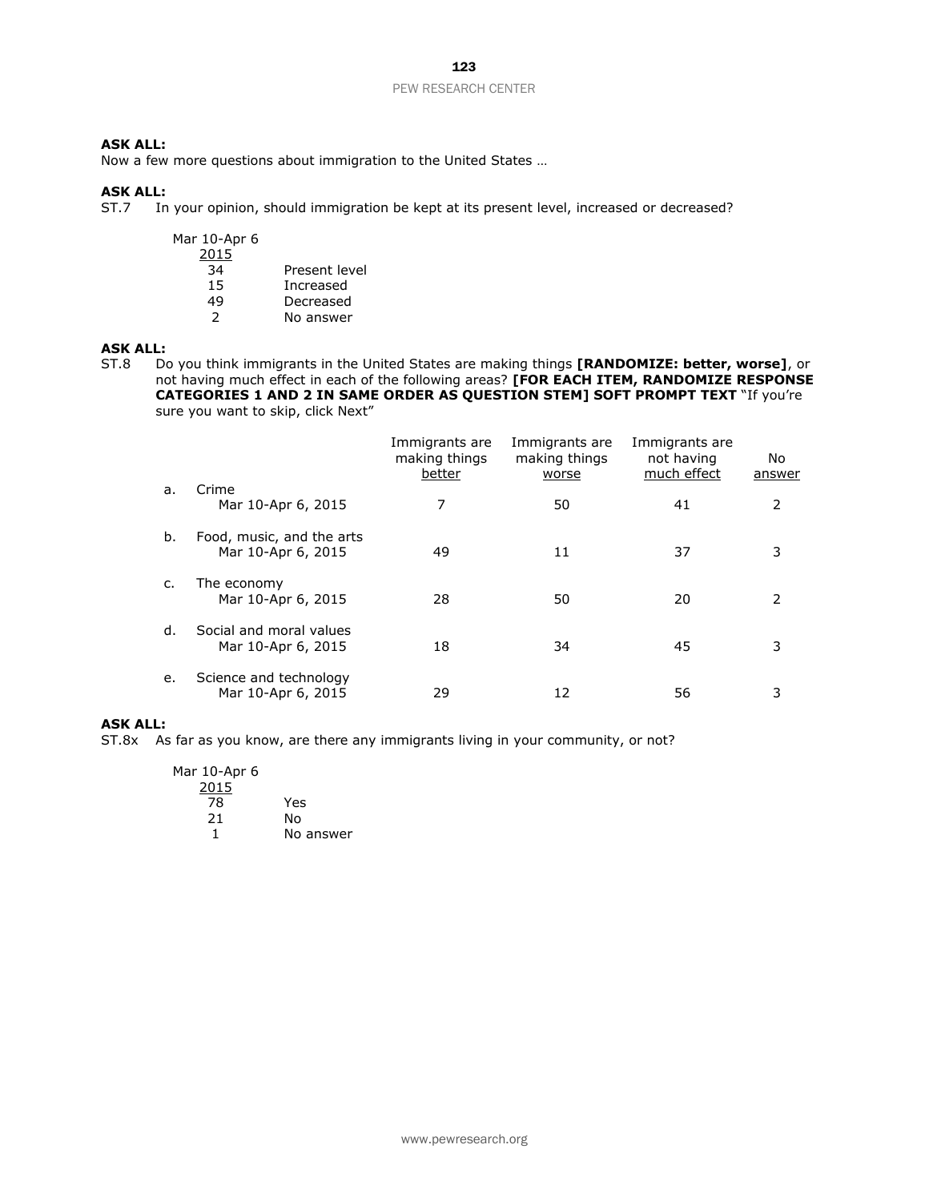**ASK ALL:**
Now a few more questions about immigration to the United States …

**ASK ALL:**
ST.7 In your opinion, should immigration be kept at its present level, increased or decreased?

| Mar 10-Apr 6 2015 | |
|---|---|
| 34 | Present level |
| 15 | Increased |
| 49 | Decreased |
| 2 | No answer |

**ASK ALL:**
ST.8 Do you think immigrants in the United States are making things **[RANDOMIZE: better, worse]**, or not having much effect in each of the following areas? **[FOR EACH ITEM, RANDOMIZE RESPONSE CATEGORIES 1 AND 2 IN SAME ORDER AS QUESTION STEM] SOFT PROMPT TEXT** "If you're sure you want to skip, click Next"

| | Immigrants are making things better | Immigrants are making things worse | Immigrants are not having much effect | No answer |
|---|---|---|---|---|
| a. Crime | | | | |
| Mar 10-Apr 6, 2015 | 7 | 50 | 41 | 2 |
| b. Food, music, and the arts | | | | |
| Mar 10-Apr 6, 2015 | 49 | 11 | 37 | 3 |
| c. The economy | | | | |
| Mar 10-Apr 6, 2015 | 28 | 50 | 20 | 2 |
| d. Social and moral values | | | | |
| Mar 10-Apr 6, 2015 | 18 | 34 | 45 | 3 |
| e. Science and technology | | | | |
| Mar 10-Apr 6, 2015 | 29 | 12 | 56 | 3 |

**ASK ALL:**
ST.8x As far as you know, are there any immigrants living in your community, or not?

| Mar 10-Apr 6 2015 | |
|---|---|
| 78 | Yes |
| 21 | No |
| 1 | No answer |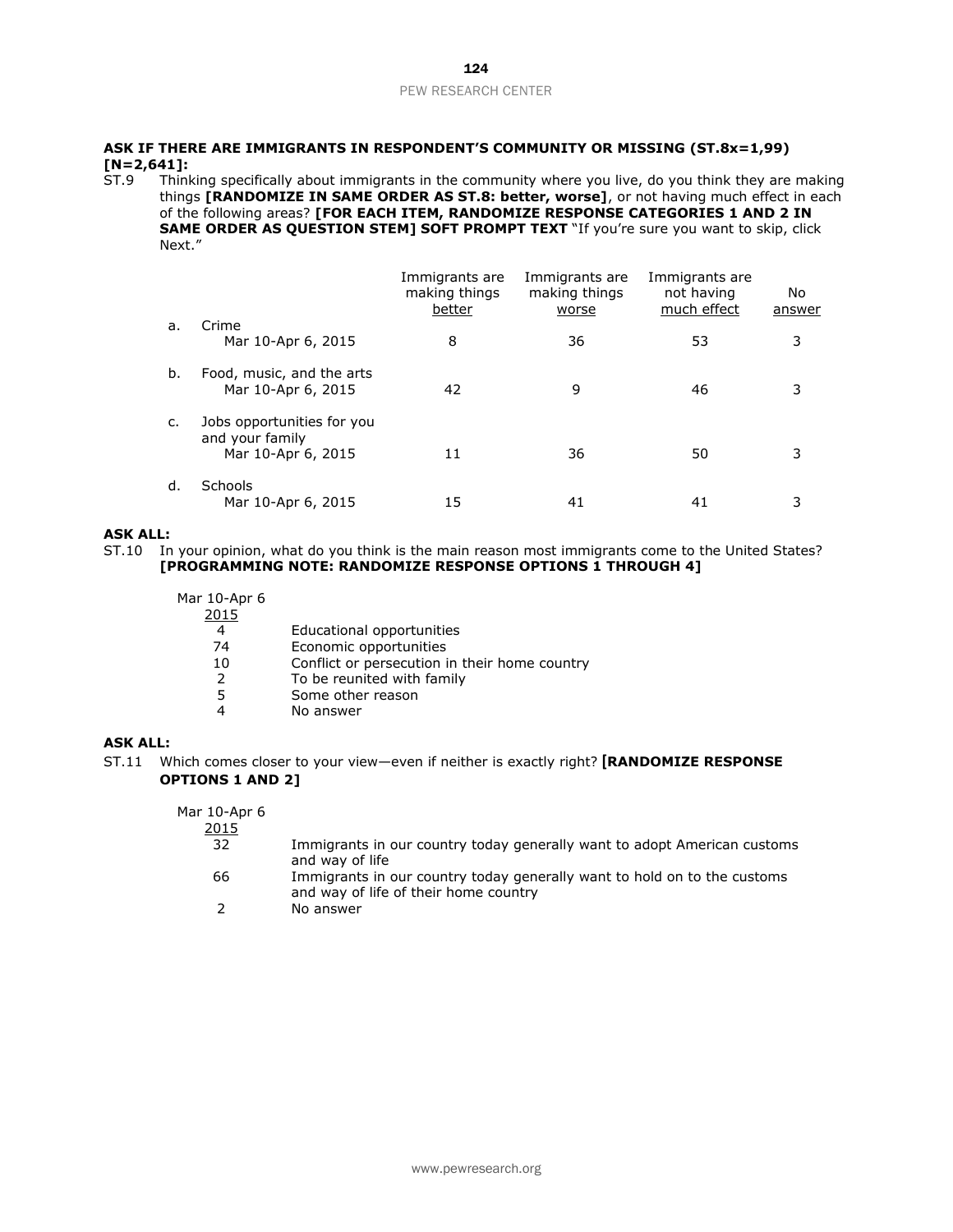**ASK IF THERE ARE IMMIGRANTS IN RESPONDENT'S COMMUNITY OR MISSING (ST.8x=1,99) [N=2,641]:**

ST.9 Thinking specifically about immigrants in the community where you live, do you think they are making things **[RANDOMIZE IN SAME ORDER AS ST.8: better, worse]**, or not having much effect in each of the following areas? **[FOR EACH ITEM, RANDOMIZE RESPONSE CATEGORIES 1 AND 2 IN SAME ORDER AS QUESTION STEM] SOFT PROMPT TEXT** "If you're sure you want to skip, click Next."

| | | Immigrants are making things better | Immigrants are making things worse | Immigrants are not having much effect | No answer |
|---|---|---|---|---|---|
| a. | Crime | | | | |
| | Mar 10-Apr 6, 2015 | 8 | 36 | 53 | 3 |
| b. | Food, music, and the arts | | | | |
| | Mar 10-Apr 6, 2015 | 42 | 9 | 46 | 3 |
| c. | Jobs opportunities for you and your family | | | | |
| | Mar 10-Apr 6, 2015 | 11 | 36 | 50 | 3 |
| d. | Schools | | | | |
| | Mar 10-Apr 6, 2015 | 15 | 41 | 41 | 3 |

**ASK ALL:**

ST.10 In your opinion, what do you think is the main reason most immigrants come to the United States? **[PROGRAMMING NOTE: RANDOMIZE RESPONSE OPTIONS 1 THROUGH 4]**

| Mar 10-Apr 6 2015 | |
|---|---|
| 4 | Educational opportunities |
| 74 | Economic opportunities |
| 10 | Conflict or persecution in their home country |
| 2 | To be reunited with family |
| 5 | Some other reason |
| 4 | No answer |

**ASK ALL:**

ST.11 Which comes closer to your view—even if neither is exactly right? **[RANDOMIZE RESPONSE OPTIONS 1 AND 2]**

| Mar 10-Apr 6 2015 | |
|---|---|
| 32 | Immigrants in our country today generally want to adopt American customs and way of life |
| 66 | Immigrants in our country today generally want to hold on to the customs and way of life of their home country |
| 2 | No answer |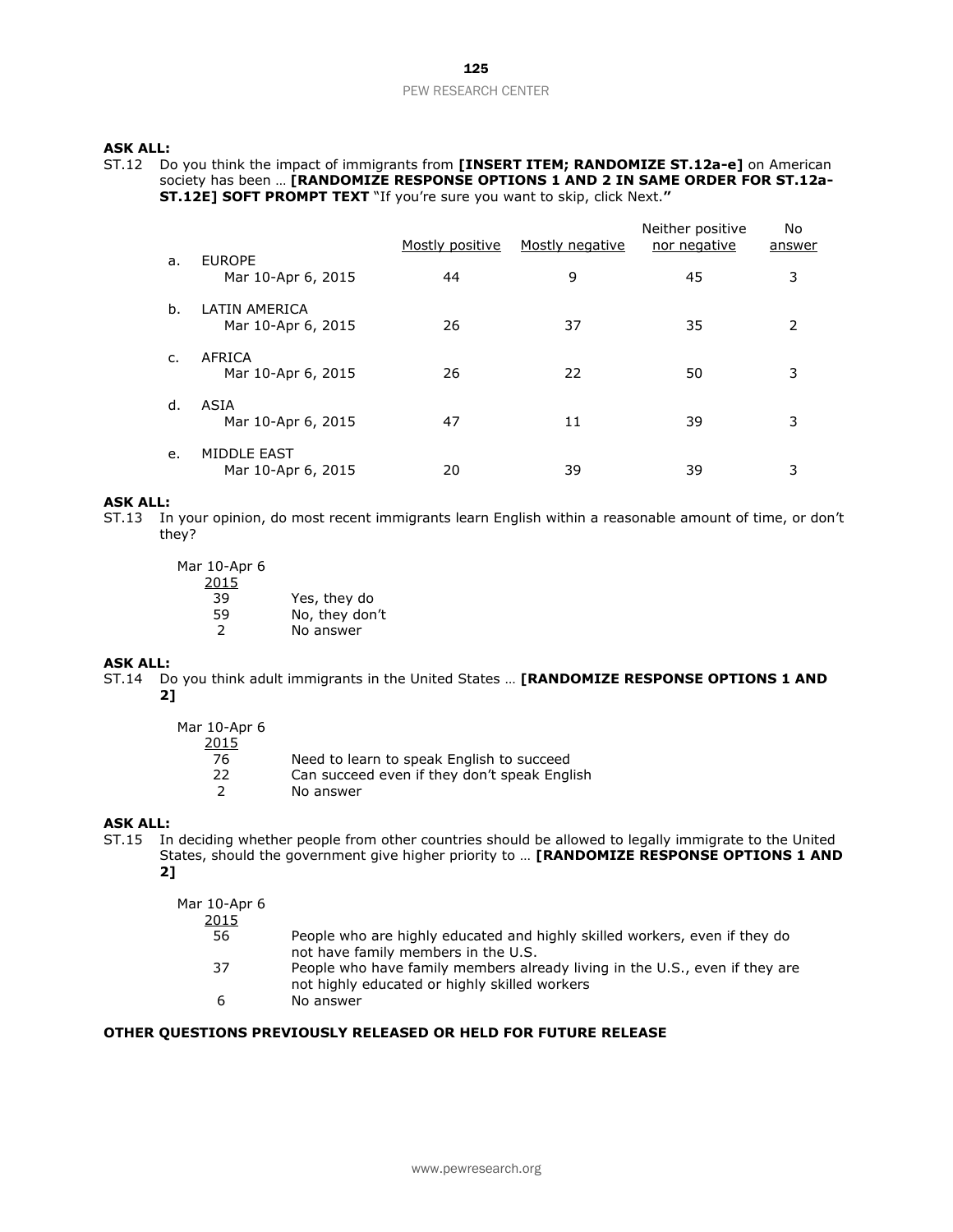**ASK ALL:**

ST.12 Do you think the impact of immigrants from **[INSERT ITEM; RANDOMIZE ST.12a-e]** on American society has been … **[RANDOMIZE RESPONSE OPTIONS 1 AND 2 IN SAME ORDER FOR ST.12a-ST.12E] SOFT PROMPT TEXT** "If you're sure you want to skip, click Next.**"**

| | | Mostly positive | Mostly negative | Neither positive nor negative | No answer |
|---|---|---|---|---|---|
| a. | EUROPE | | | | |
| | Mar 10-Apr 6, 2015 | 44 | 9 | 45 | 3 |
| b. | LATIN AMERICA | | | | |
| | Mar 10-Apr 6, 2015 | 26 | 37 | 35 | 2 |
| c. | AFRICA | | | | |
| | Mar 10-Apr 6, 2015 | 26 | 22 | 50 | 3 |
| d. | ASIA | | | | |
| | Mar 10-Apr 6, 2015 | 47 | 11 | 39 | 3 |
| e. | MIDDLE EAST | | | | |
| | Mar 10-Apr 6, 2015 | 20 | 39 | 39 | 3 |

**ASK ALL:**

ST.13 In your opinion, do most recent immigrants learn English within a reasonable amount of time, or don't they?

| Mar 10-Apr 6 2015 | |
|---|---|
| 39 | Yes, they do |
| 59 | No, they don't |
| 2 | No answer |

**ASK ALL:**

ST.14 Do you think adult immigrants in the United States … **[RANDOMIZE RESPONSE OPTIONS 1 AND 2]**

| Mar 10-Apr 6 2015 | |
|---|---|
| 76 | Need to learn to speak English to succeed |
| 22 | Can succeed even if they don't speak English |
| 2 | No answer |

**ASK ALL:**

ST.15 In deciding whether people from other countries should be allowed to legally immigrate to the United States, should the government give higher priority to … **[RANDOMIZE RESPONSE OPTIONS 1 AND 2]**

| Mar 10-Apr 6 2015 | |
|---|---|
| 56 | People who are highly educated and highly skilled workers, even if they do not have family members in the U.S. |
| 37 | People who have family members already living in the U.S., even if they are not highly educated or highly skilled workers |
| 6 | No answer |

**OTHER QUESTIONS PREVIOUSLY RELEASED OR HELD FOR FUTURE RELEASE**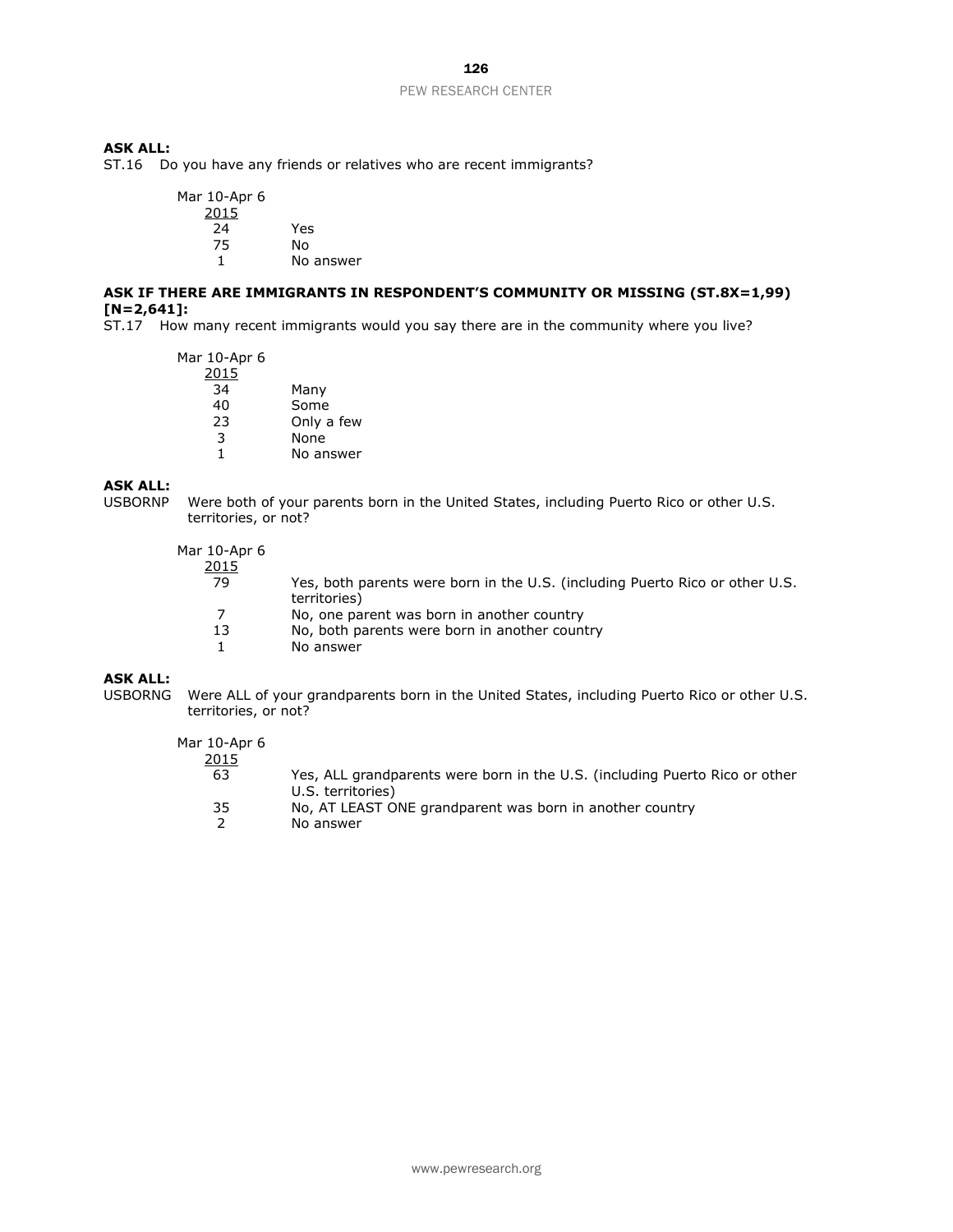**ASK ALL:**

ST.16 Do you have any friends or relatives who are recent immigrants?

| Mar 10-Apr 6 2015 | |
|---|---|
| 24 | Yes |
| 75 | No |
| 1 | No answer |

**ASK IF THERE ARE IMMIGRANTS IN RESPONDENT'S COMMUNITY OR MISSING (ST.8X=1,99) [N=2,641]:**

ST.17 How many recent immigrants would you say there are in the community where you live?

| Mar 10-Apr 6 2015 | |
|---|---|
| 34 | Many |
| 40 | Some |
| 23 | Only a few |
| 3 | None |
| 1 | No answer |

**ASK ALL:**

USBORNP Were both of your parents born in the United States, including Puerto Rico or other U.S. territories, or not?

| Mar 10-Apr 6 2015 | |
|---|---|
| 79 | Yes, both parents were born in the U.S. (including Puerto Rico or other U.S. territories) |
| 7 | No, one parent was born in another country |
| 13 | No, both parents were born in another country |
| 1 | No answer |

**ASK ALL:**

USBORNG Were ALL of your grandparents born in the United States, including Puerto Rico or other U.S. territories, or not?

| Mar 10-Apr 6 2015 | |
|---|---|
| 63 | Yes, ALL grandparents were born in the U.S. (including Puerto Rico or other U.S. territories) |
| 35 | No, AT LEAST ONE grandparent was born in another country |
| 2 | No answer |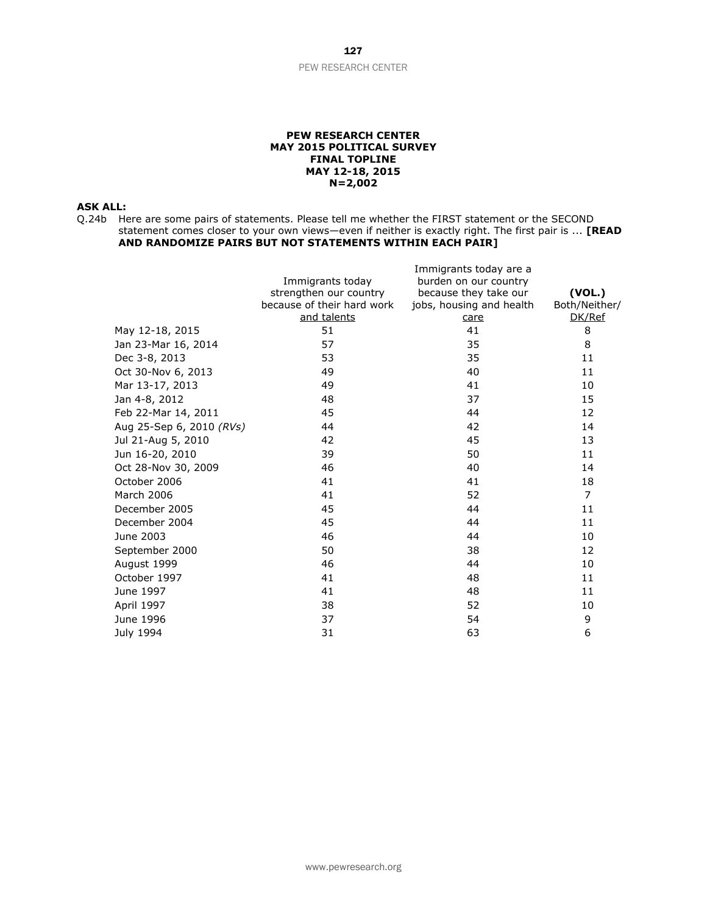**PEW RESEARCH CENTER**
**MAY 2015 POLITICAL SURVEY**
**FINAL TOPLINE**
**MAY 12-18, 2015**
**N=2,002**

**ASK ALL:**

Q.24b Here are some pairs of statements. Please tell me whether the FIRST statement or the SECOND statement comes closer to your own views—even if neither is exactly right. The first pair is ... **[READ AND RANDOMIZE PAIRS BUT NOT STATEMENTS WITHIN EACH PAIR]**

| | Immigrants today strengthen our country because of their hard work and talents | Immigrants today are a burden on our country because they take our jobs, housing and health care | **(VOL.)** Both/Neither/ DK/Ref |
|---|---|---|---|
| May 12-18, 2015 | 51 | 41 | 8 |
| Jan 23-Mar 16, 2014 | 57 | 35 | 8 |
| Dec 3-8, 2013 | 53 | 35 | 11 |
| Oct 30-Nov 6, 2013 | 49 | 40 | 11 |
| Mar 13-17, 2013 | 49 | 41 | 10 |
| Jan 4-8, 2012 | 48 | 37 | 15 |
| Feb 22-Mar 14, 2011 | 45 | 44 | 12 |
| Aug 25-Sep 6, 2010 *(RVs)* | 44 | 42 | 14 |
| Jul 21-Aug 5, 2010 | 42 | 45 | 13 |
| Jun 16-20, 2010 | 39 | 50 | 11 |
| Oct 28-Nov 30, 2009 | 46 | 40 | 14 |
| October 2006 | 41 | 41 | 18 |
| March 2006 | 41 | 52 | 7 |
| December 2005 | 45 | 44 | 11 |
| December 2004 | 45 | 44 | 11 |
| June 2003 | 46 | 44 | 10 |
| September 2000 | 50 | 38 | 12 |
| August 1999 | 46 | 44 | 10 |
| October 1997 | 41 | 48 | 11 |
| June 1997 | 41 | 48 | 11 |
| April 1997 | 38 | 52 | 10 |
| June 1996 | 37 | 54 | 9 |
| July 1994 | 31 | 63 | 6 |